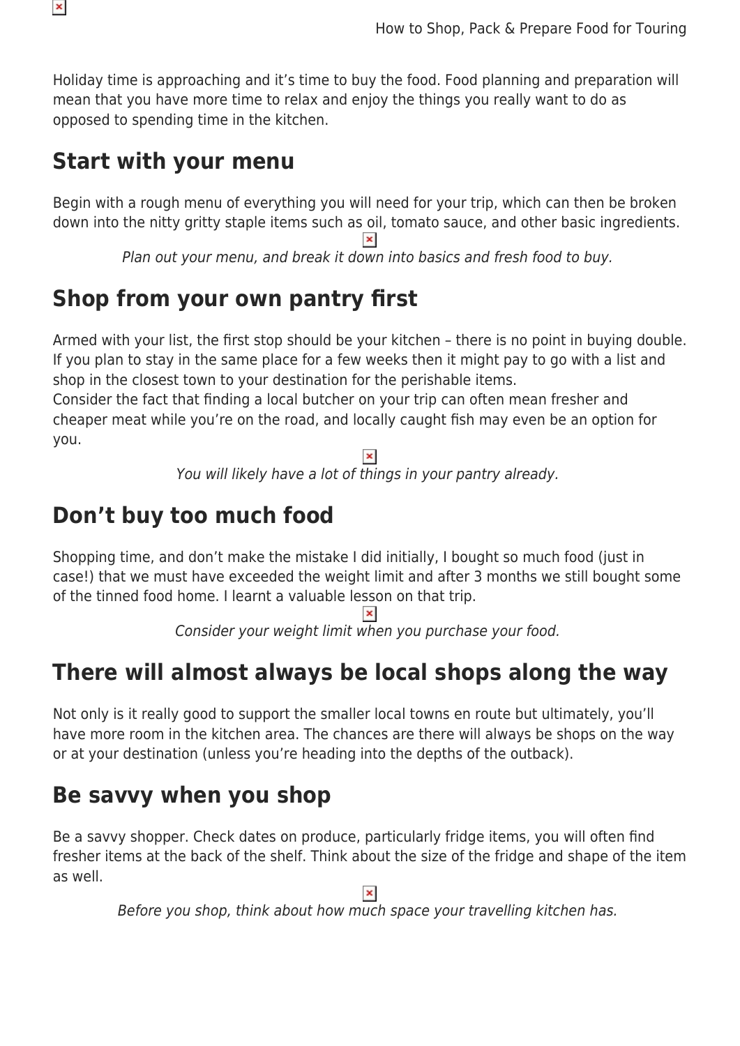Holiday time is approaching and it's time to buy the food. Food planning and preparation will mean that you have more time to relax and enjoy the things you really want to do as opposed to spending time in the kitchen.

## Start with your menu

Begin with a rough menu of everything you will need for your trip, which can then be broken down into the nitty gritty staple items such as oil, tomato sauce, and other basic ingredients.

*Plan out your menu, and break it down into basics and fresh food to buy.*

## Shop from your own pantry first

Armed with your list, the first stop should be your kitchen – there is no point in buying double. If you plan to stay in the same place for a few weeks then it might pay to go with a list and shop in the closest town to your destination for the perishable items.
Consider the fact that finding a local butcher on your trip can often mean fresher and cheaper meat while you're on the road, and locally caught fish may even be an option for you.

*You will likely have a lot of things in your pantry already.*

## Don't buy too much food

Shopping time, and don't make the mistake I did initially, I bought so much food (just in case!) that we must have exceeded the weight limit and after 3 months we still bought some of the tinned food home. I learnt a valuable lesson on that trip.

*Consider your weight limit when you purchase your food.*

## There will almost always be local shops along the way

Not only is it really good to support the smaller local towns en route but ultimately, you'll have more room in the kitchen area. The chances are there will always be shops on the way or at your destination (unless you're heading into the depths of the outback).

## Be savvy when you shop

Be a savvy shopper. Check dates on produce, particularly fridge items, you will often find fresher items at the back of the shelf. Think about the size of the fridge and shape of the item as well.

*Before you shop, think about how much space your travelling kitchen has.*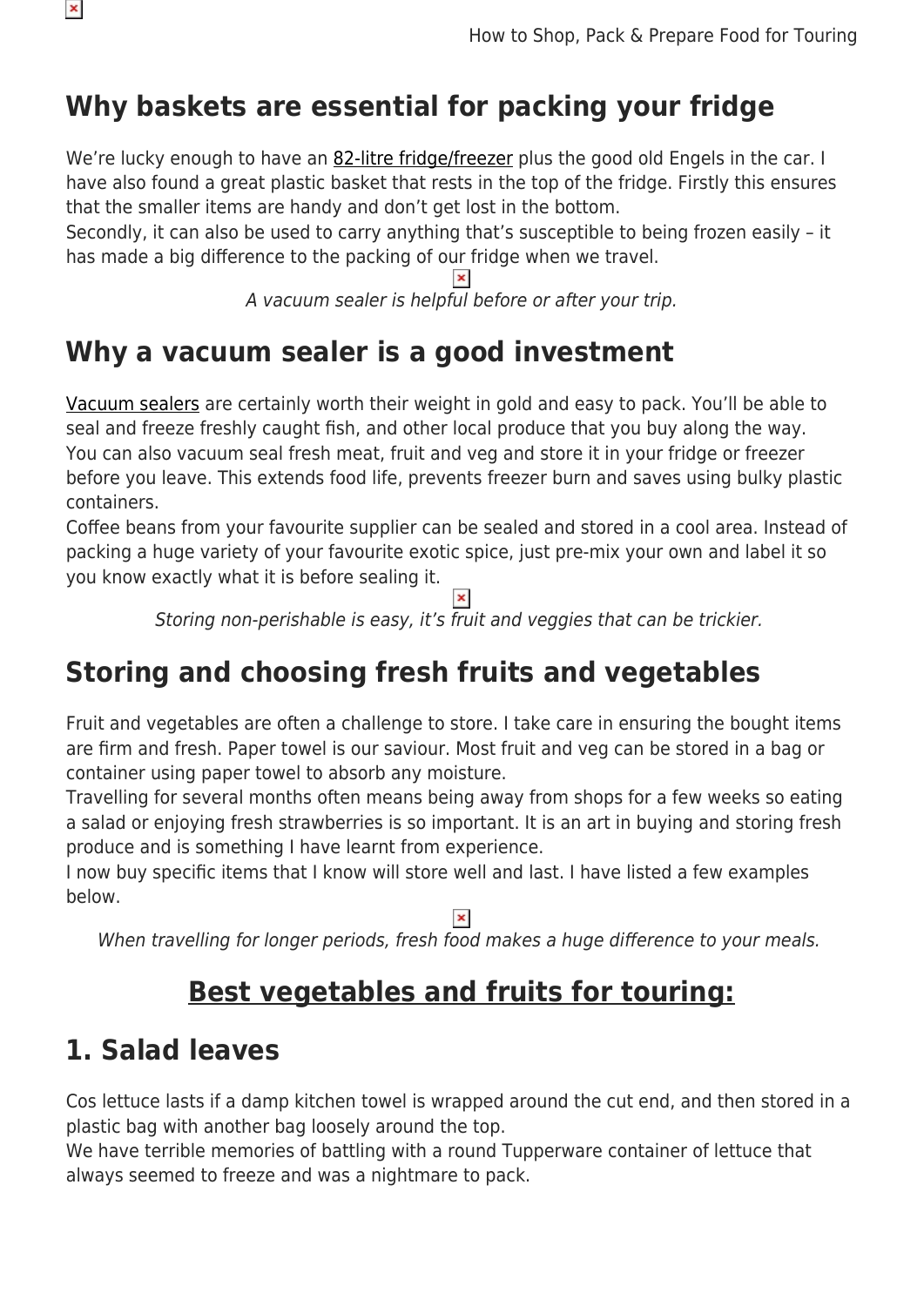## Why baskets are essential for packing your fridge

We're lucky enough to have an 82-litre fridge/freezer plus the good old Engels in the car. I have also found a great plastic basket that rests in the top of the fridge. Firstly this ensures that the smaller items are handy and don't get lost in the bottom.
Secondly, it can also be used to carry anything that's susceptible to being frozen easily – it has made a big difference to the packing of our fridge when we travel.

*A vacuum sealer is helpful before or after your trip.*

## Why a vacuum sealer is a good investment

Vacuum sealers are certainly worth their weight in gold and easy to pack. You'll be able to seal and freeze freshly caught fish, and other local produce that you buy along the way.
You can also vacuum seal fresh meat, fruit and veg and store it in your fridge or freezer before you leave. This extends food life, prevents freezer burn and saves using bulky plastic containers.
Coffee beans from your favourite supplier can be sealed and stored in a cool area. Instead of packing a huge variety of your favourite exotic spice, just pre-mix your own and label it so you know exactly what it is before sealing it.

*Storing non-perishable is easy, it's fruit and veggies that can be trickier.*

## Storing and choosing fresh fruits and vegetables

Fruit and vegetables are often a challenge to store. I take care in ensuring the bought items are firm and fresh. Paper towel is our saviour. Most fruit and veg can be stored in a bag or container using paper towel to absorb any moisture.
Travelling for several months often means being away from shops for a few weeks so eating a salad or enjoying fresh strawberries is so important. It is an art in buying and storing fresh produce and is something I have learnt from experience.
I now buy specific items that I know will store well and last. I have listed a few examples below.

*When travelling for longer periods, fresh food makes a huge difference to your meals.*

## Best vegetables and fruits for touring:

## 1. Salad leaves

Cos lettuce lasts if a damp kitchen towel is wrapped around the cut end, and then stored in a plastic bag with another bag loosely around the top.
We have terrible memories of battling with a round Tupperware container of lettuce that always seemed to freeze and was a nightmare to pack.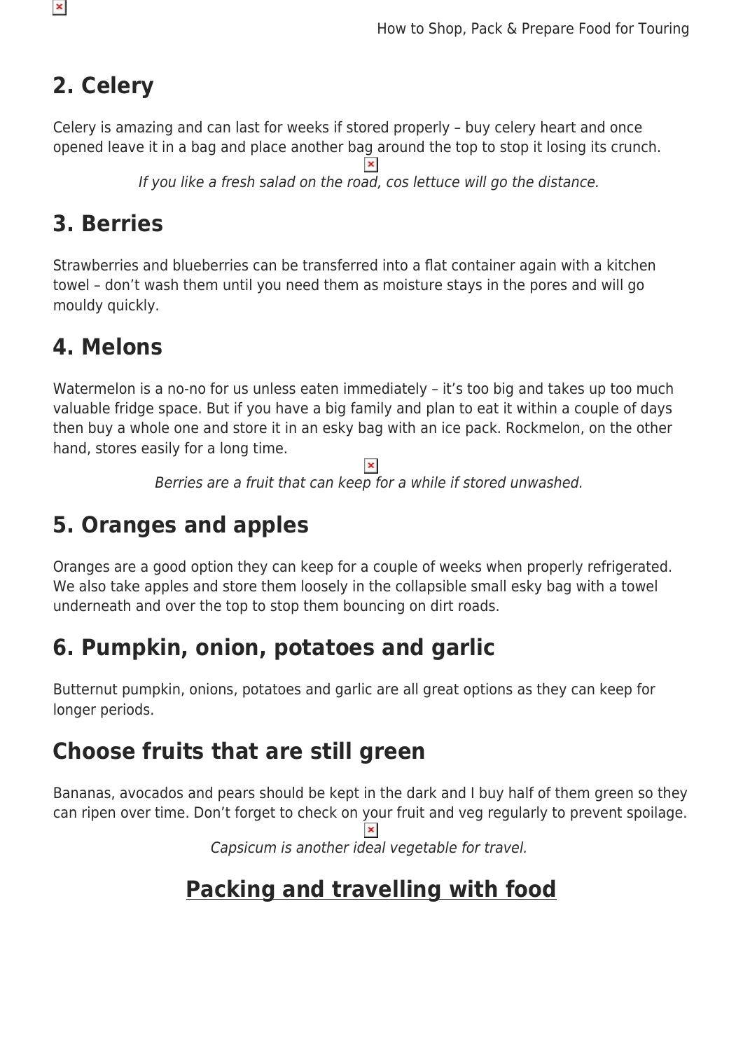## 2. Celery

Celery is amazing and can last for weeks if stored properly – buy celery heart and once opened leave it in a bag and place another bag around the top to stop it losing its crunch.

*If you like a fresh salad on the road, cos lettuce will go the distance.*

## 3. Berries

Strawberries and blueberries can be transferred into a flat container again with a kitchen towel – don't wash them until you need them as moisture stays in the pores and will go mouldy quickly.

## 4. Melons

Watermelon is a no-no for us unless eaten immediately – it's too big and takes up too much valuable fridge space. But if you have a big family and plan to eat it within a couple of days then buy a whole one and store it in an esky bag with an ice pack. Rockmelon, on the other hand, stores easily for a long time.

*Berries are a fruit that can keep for a while if stored unwashed.*

## 5. Oranges and apples

Oranges are a good option they can keep for a couple of weeks when properly refrigerated. We also take apples and store them loosely in the collapsible small esky bag with a towel underneath and over the top to stop them bouncing on dirt roads.

## 6. Pumpkin, onion, potatoes and garlic

Butternut pumpkin, onions, potatoes and garlic are all great options as they can keep for longer periods.

## Choose fruits that are still green

Bananas, avocados and pears should be kept in the dark and I buy half of them green so they can ripen over time. Don't forget to check on your fruit and veg regularly to prevent spoilage.

*Capsicum is another ideal vegetable for travel.*

## Packing and travelling with food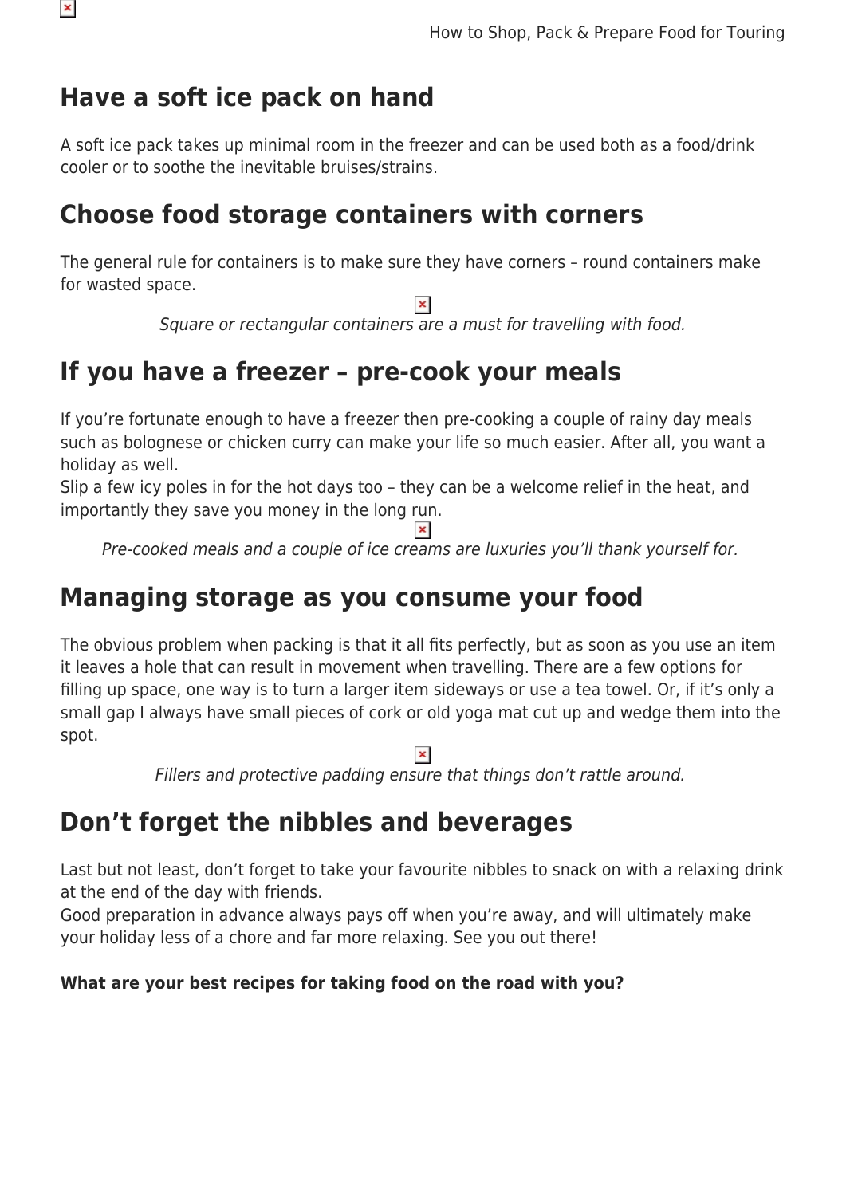## Have a soft ice pack on hand

A soft ice pack takes up minimal room in the freezer and can be used both as a food/drink cooler or to soothe the inevitable bruises/strains.

## Choose food storage containers with corners

The general rule for containers is to make sure they have corners – round containers make for wasted space.

*Square or rectangular containers are a must for travelling with food.*

## If you have a freezer – pre-cook your meals

If you're fortunate enough to have a freezer then pre-cooking a couple of rainy day meals such as bolognese or chicken curry can make your life so much easier. After all, you want a holiday as well.
Slip a few icy poles in for the hot days too – they can be a welcome relief in the heat, and importantly they save you money in the long run.

*Pre-cooked meals and a couple of ice creams are luxuries you'll thank yourself for.*

## Managing storage as you consume your food

The obvious problem when packing is that it all fits perfectly, but as soon as you use an item it leaves a hole that can result in movement when travelling. There are a few options for filling up space, one way is to turn a larger item sideways or use a tea towel. Or, if it's only a small gap I always have small pieces of cork or old yoga mat cut up and wedge them into the spot.

*Fillers and protective padding ensure that things don't rattle around.*

## Don't forget the nibbles and beverages

Last but not least, don't forget to take your favourite nibbles to snack on with a relaxing drink at the end of the day with friends.
Good preparation in advance always pays off when you're away, and will ultimately make your holiday less of a chore and far more relaxing. See you out there!

**What are your best recipes for taking food on the road with you?**